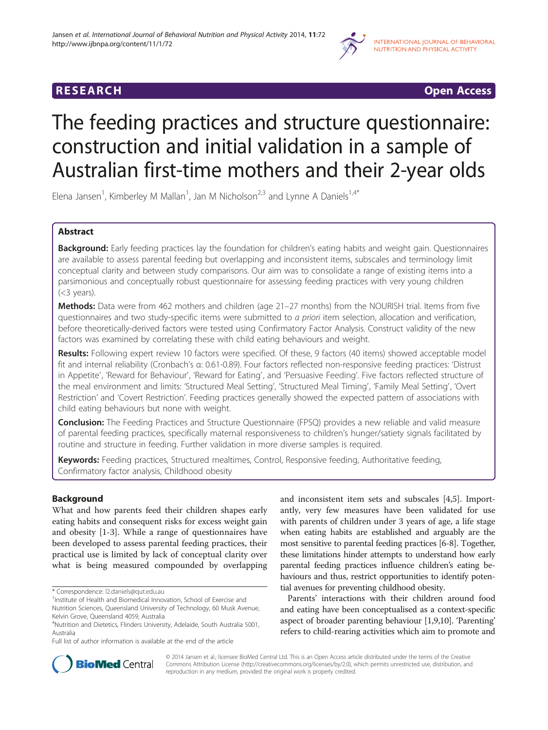RESEARCH Open Access

# The feeding practices and structure questionnaire: construction and initial validation in a sample of Australian first-time mothers and their 2-year olds

Elena Jansen[1], Kimberley M Mallan[1], Jan M Nicholson[2,3] and Lynne A Daniels[1,4*]

## Abstract

**Background:** Early feeding practices lay the foundation for children's eating habits and weight gain. Questionnaires are available to assess parental feeding but overlapping and inconsistent items, subscales and terminology limit conceptual clarity and between study comparisons. Our aim was to consolidate a range of existing items into a parsimonious and conceptually robust questionnaire for assessing feeding practices with very young children (<3 years).

**Methods:** Data were from 462 mothers and children (age 21–27 months) from the NOURISH trial. Items from five questionnaires and two study-specific items were submitted to *a priori* item selection, allocation and verification, before theoretically-derived factors were tested using Confirmatory Factor Analysis. Construct validity of the new factors was examined by correlating these with child eating behaviours and weight.

**Results:** Following expert review 10 factors were specified. Of these, 9 factors (40 items) showed acceptable model fit and internal reliability (Cronbach's α: 0.61-0.89). Four factors reflected non-responsive feeding practices: 'Distrust in Appetite', 'Reward for Behaviour', 'Reward for Eating', and 'Persuasive Feeding'. Five factors reflected structure of the meal environment and limits: 'Structured Meal Setting', 'Structured Meal Timing', 'Family Meal Setting', 'Overt Restriction' and 'Covert Restriction'. Feeding practices generally showed the expected pattern of associations with child eating behaviours but none with weight.

**Conclusion:** The Feeding Practices and Structure Questionnaire (FPSQ) provides a new reliable and valid measure of parental feeding practices, specifically maternal responsiveness to children's hunger/satiety signals facilitated by routine and structure in feeding. Further validation in more diverse samples is required.

**Keywords:** Feeding practices, Structured mealtimes, Control, Responsive feeding, Authoritative feeding, Confirmatory factor analysis, Childhood obesity

## Background

What and how parents feed their children shapes early eating habits and consequent risks for excess weight gain and obesity [1-3]. While a range of questionnaires have been developed to assess parental feeding practices, their practical use is limited by lack of conceptual clarity over what is being measured compounded by overlapping and inconsistent item sets and subscales [4,5]. Importantly, very few measures have been validated for use with parents of children under 3 years of age, a life stage when eating habits are established and arguably are the most sensitive to parental feeding practices [6-8]. Together, these limitations hinder attempts to understand how early parental feeding practices influence children's eating behaviours and thus, restrict opportunities to identify potential avenues for preventing childhood obesity.

Parents' interactions with their children around food and eating have been conceptualised as a context-specific aspect of broader parenting behaviour [1,9,10]. 'Parenting' refers to child-rearing activities which aim to promote and

\* Correspondence: l2.daniels@qut.edu.au
[1]Institute of Health and Biomedical Innovation, School of Exercise and Nutrition Sciences, Queensland University of Technology, 60 Musk Avenue, Kelvin Grove, Queensland 4059, Australia
[4]Nutrition and Dietetics, Flinders University, Adelaide, South Australia 5001, Australia
Full list of author information is available at the end of the article

© 2014 Jansen et al.; licensee BioMed Central Ltd. This is an Open Access article distributed under the terms of the Creative Commons Attribution License (http://creativecommons.org/licenses/by/2.0), which permits unrestricted use, distribution, and reproduction in any medium, provided the original work is properly credited.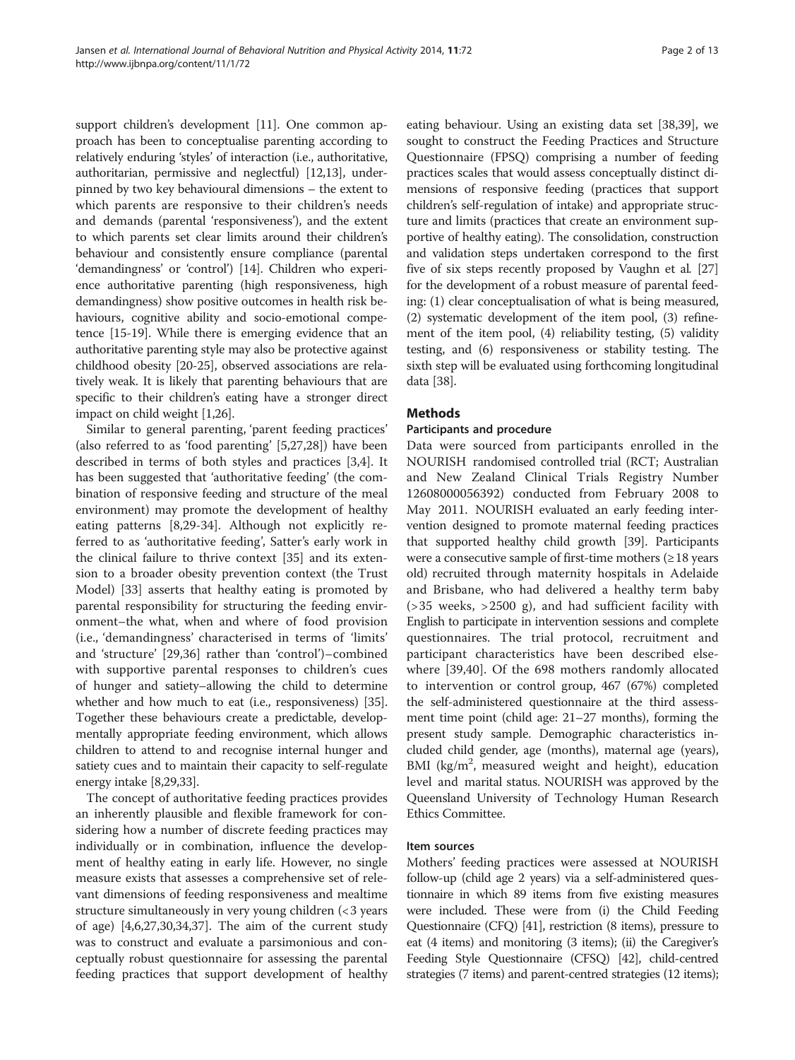support children's development [11]. One common approach has been to conceptualise parenting according to relatively enduring 'styles' of interaction (i.e., authoritative, authoritarian, permissive and neglectful) [12,13], underpinned by two key behavioural dimensions – the extent to which parents are responsive to their children's needs and demands (parental 'responsiveness'), and the extent to which parents set clear limits around their children's behaviour and consistently ensure compliance (parental 'demandingness' or 'control') [14]. Children who experience authoritative parenting (high responsiveness, high demandingness) show positive outcomes in health risk behaviours, cognitive ability and socio-emotional competence [15-19]. While there is emerging evidence that an authoritative parenting style may also be protective against childhood obesity [20-25], observed associations are relatively weak. It is likely that parenting behaviours that are specific to their children's eating have a stronger direct impact on child weight [1,26].

Similar to general parenting, 'parent feeding practices' (also referred to as 'food parenting' [5,27,28]) have been described in terms of both styles and practices [3,4]. It has been suggested that 'authoritative feeding' (the combination of responsive feeding and structure of the meal environment) may promote the development of healthy eating patterns [8,29-34]. Although not explicitly referred to as 'authoritative feeding', Satter's early work in the clinical failure to thrive context [35] and its extension to a broader obesity prevention context (the Trust Model) [33] asserts that healthy eating is promoted by parental responsibility for structuring the feeding environment–the what, when and where of food provision (i.e., 'demandingness' characterised in terms of 'limits' and 'structure' [29,36] rather than 'control')–combined with supportive parental responses to children's cues of hunger and satiety–allowing the child to determine whether and how much to eat (i.e., responsiveness) [35]. Together these behaviours create a predictable, developmentally appropriate feeding environment, which allows children to attend to and recognise internal hunger and satiety cues and to maintain their capacity to self-regulate energy intake [8,29,33].

The concept of authoritative feeding practices provides an inherently plausible and flexible framework for considering how a number of discrete feeding practices may individually or in combination, influence the development of healthy eating in early life. However, no single measure exists that assesses a comprehensive set of relevant dimensions of feeding responsiveness and mealtime structure simultaneously in very young children (<3 years of age) [4,6,27,30,34,37]. The aim of the current study was to construct and evaluate a parsimonious and conceptually robust questionnaire for assessing the parental feeding practices that support development of healthy eating behaviour. Using an existing data set [38,39], we sought to construct the Feeding Practices and Structure Questionnaire (FPSQ) comprising a number of feeding practices scales that would assess conceptually distinct dimensions of responsive feeding (practices that support children's self-regulation of intake) and appropriate structure and limits (practices that create an environment supportive of healthy eating). The consolidation, construction and validation steps undertaken correspond to the first five of six steps recently proposed by Vaughn et al. [27] for the development of a robust measure of parental feeding: (1) clear conceptualisation of what is being measured, (2) systematic development of the item pool, (3) refinement of the item pool, (4) reliability testing, (5) validity testing, and (6) responsiveness or stability testing. The sixth step will be evaluated using forthcoming longitudinal data [38].

## Methods

### Participants and procedure

Data were sourced from participants enrolled in the NOURISH randomised controlled trial (RCT; Australian and New Zealand Clinical Trials Registry Number 12608000056392) conducted from February 2008 to May 2011. NOURISH evaluated an early feeding intervention designed to promote maternal feeding practices that supported healthy child growth [39]. Participants were a consecutive sample of first-time mothers (≥18 years old) recruited through maternity hospitals in Adelaide and Brisbane, who had delivered a healthy term baby (>35 weeks, >2500 g), and had sufficient facility with English to participate in intervention sessions and complete questionnaires. The trial protocol, recruitment and participant characteristics have been described elsewhere [39,40]. Of the 698 mothers randomly allocated to intervention or control group, 467 (67%) completed the self-administered questionnaire at the third assessment time point (child age: 21–27 months), forming the present study sample. Demographic characteristics included child gender, age (months), maternal age (years), BMI (kg/m$^2$, measured weight and height), education level and marital status. NOURISH was approved by the Queensland University of Technology Human Research Ethics Committee.

### Item sources

Mothers' feeding practices were assessed at NOURISH follow-up (child age 2 years) via a self-administered questionnaire in which 89 items from five existing measures were included. These were from (i) the Child Feeding Questionnaire (CFQ) [41], restriction (8 items), pressure to eat (4 items) and monitoring (3 items); (ii) the Caregiver's Feeding Style Questionnaire (CFSQ) [42], child-centred strategies (7 items) and parent-centred strategies (12 items);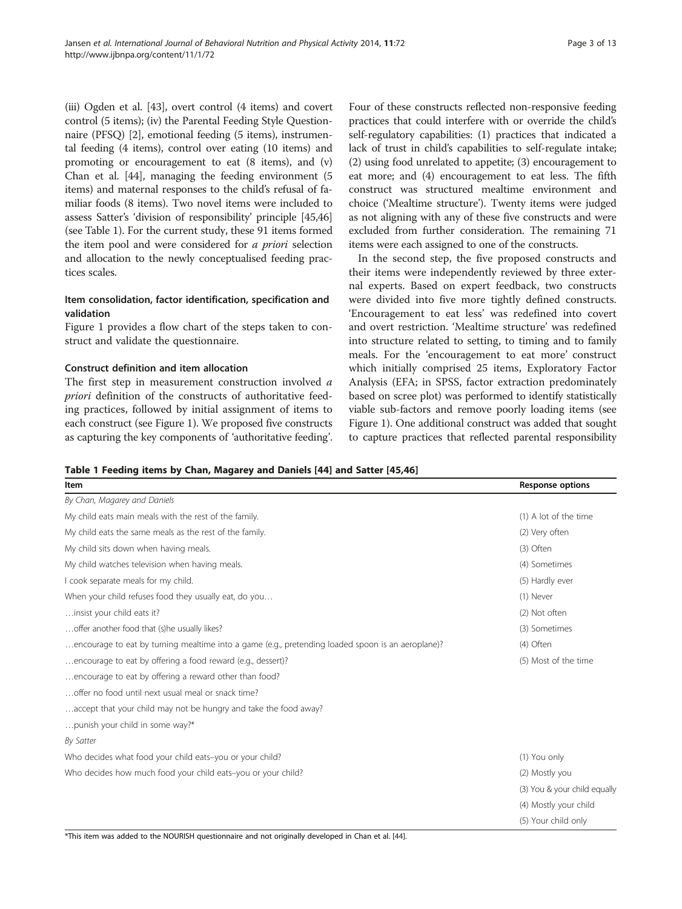(iii) Ogden et al. [43], overt control (4 items) and covert control (5 items); (iv) the Parental Feeding Style Questionnaire (PFSQ) [2], emotional feeding (5 items), instrumental feeding (4 items), control over eating (10 items) and promoting or encouragement to eat (8 items), and (v) Chan et al. [44], managing the feeding environment (5 items) and maternal responses to the child's refusal of familiar foods (8 items). Two novel items were included to assess Satter's 'division of responsibility' principle [45,46] (see Table 1). For the current study, these 91 items formed the item pool and were considered for *a priori* selection and allocation to the newly conceptualised feeding practices scales.

### Item consolidation, factor identification, specification and validation

Figure 1 provides a flow chart of the steps taken to construct and validate the questionnaire.

### Construct definition and item allocation

The first step in measurement construction involved *a priori* definition of the constructs of authoritative feeding practices, followed by initial assignment of items to each construct (see Figure 1). We proposed five constructs as capturing the key components of 'authoritative feeding'. Four of these constructs reflected non-responsive feeding practices that could interfere with or override the child's self-regulatory capabilities: (1) practices that indicated a lack of trust in child's capabilities to self-regulate intake; (2) using food unrelated to appetite; (3) encouragement to eat more; and (4) encouragement to eat less. The fifth construct was structured mealtime environment and choice ('Mealtime structure'). Twenty items were judged as not aligning with any of these five constructs and were excluded from further consideration. The remaining 71 items were each assigned to one of the constructs.

In the second step, the five proposed constructs and their items were independently reviewed by three external experts. Based on expert feedback, two constructs were divided into five more tightly defined constructs. 'Encouragement to eat less' was redefined into covert and overt restriction. 'Mealtime structure' was redefined into structure related to setting, to timing and to family meals. For the 'encouragement to eat more' construct which initially comprised 25 items, Exploratory Factor Analysis (EFA; in SPSS, factor extraction predominately based on scree plot) was performed to identify statistically viable sub-factors and remove poorly loading items (see Figure 1). One additional construct was added that sought to capture practices that reflected parental responsibility

**Table 1 Feeding items by Chan, Magarey and Daniels [44] and Satter [45,46]**

| Item | Response options |
|---|---|
| *By Chan, Magarey and Daniels* | |
| My child eats main meals with the rest of the family. | (1) A lot of the time |
| My child eats the same meals as the rest of the family. | (2) Very often |
| My child sits down when having meals. | (3) Often |
| My child watches television when having meals. | (4) Sometimes |
| I cook separate meals for my child. | (5) Hardly ever |
| When your child refuses food they usually eat, do you… | (1) Never |
| …insist your child eats it? | (2) Not often |
| …offer another food that (s)he usually likes? | (3) Sometimes |
| …encourage to eat by turning mealtime into a game (e.g., pretending loaded spoon is an aeroplane)? | (4) Often |
| …encourage to eat by offering a food reward (e.g., dessert)? | (5) Most of the time |
| …encourage to eat by offering a reward other than food? | |
| …offer no food until next usual meal or snack time? | |
| …accept that your child may not be hungry and take the food away? | |
| …punish your child in some way?* | |
| *By Satter* | |
| Who decides what food your child eats–you or your child? | (1) You only |
| Who decides how much food your child eats–you or your child? | (2) Mostly you |
| | (3) You & your child equally |
| | (4) Mostly your child |
| | (5) Your child only |

*This item was added to the NOURISH questionnaire and not originally developed in Chan et al. [44].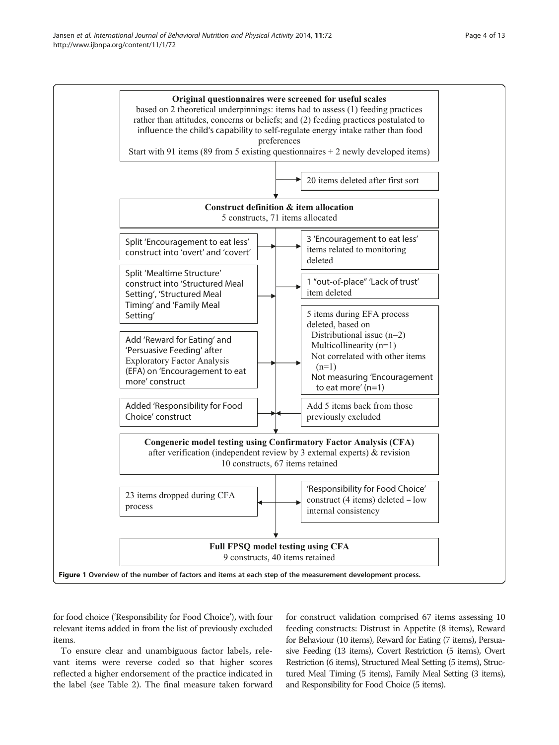**Original questionnaires were screened for useful scales**
based on 2 theoretical underpinnings: items had to assess (1) feeding practices rather than attitudes, concerns or beliefs; and (2) feeding practices postulated to influence the child's capability to self-regulate energy intake rather than food preferences
Start with 91 items (89 from 5 existing questionnaires + 2 newly developed items)

→ 20 items deleted after first sort

**Construct definition & item allocation**
5 constructs, 71 items allocated

- Split 'Encouragement to eat less' construct into 'overt' and 'covert' → 3 'Encouragement to eat less' items related to monitoring deleted
- Split 'Mealtime Structure' construct into 'Structured Meal Setting', 'Structured Meal Timing' and 'Family Meal Setting' → 1 "out-of-place" 'Lack of trust' item deleted
- Add 'Reward for Eating' and 'Persuasive Feeding' after Exploratory Factor Analysis (EFA) on 'Encouragement to eat more' construct → 5 items during EFA process deleted, based on
  - Distributional issue (n=2)
  - Multicollinearity (n=1)
  - Not correlated with other items (n=1)
  - Not measuring 'Encouragement to eat more' (n=1)
- Added 'Responsibility for Food Choice' construct ← Add 5 items back from those previously excluded

**Congeneric model testing using Confirmatory Factor Analysis (CFA)**
after verification (independent review by 3 external experts) & revision
10 constructs, 67 items retained

- 23 items dropped during CFA process
- 'Responsibility for Food Choice' construct (4 items) deleted – low internal consistency

**Full FPSQ model testing using CFA**
9 constructs, 40 items retained

**Figure 1 Overview of the number of factors and items at each step of the measurement development process.**

for food choice ('Responsibility for Food Choice'), with four relevant items added in from the list of previously excluded items.

To ensure clear and unambiguous factor labels, relevant items were reverse coded so that higher scores reflected a higher endorsement of the practice indicated in the label (see Table 2). The final measure taken forward for construct validation comprised 67 items assessing 10 feeding constructs: Distrust in Appetite (8 items), Reward for Behaviour (10 items), Reward for Eating (7 items), Persuasive Feeding (13 items), Covert Restriction (5 items), Overt Restriction (6 items), Structured Meal Setting (5 items), Structured Meal Timing (5 items), Family Meal Setting (3 items), and Responsibility for Food Choice (5 items).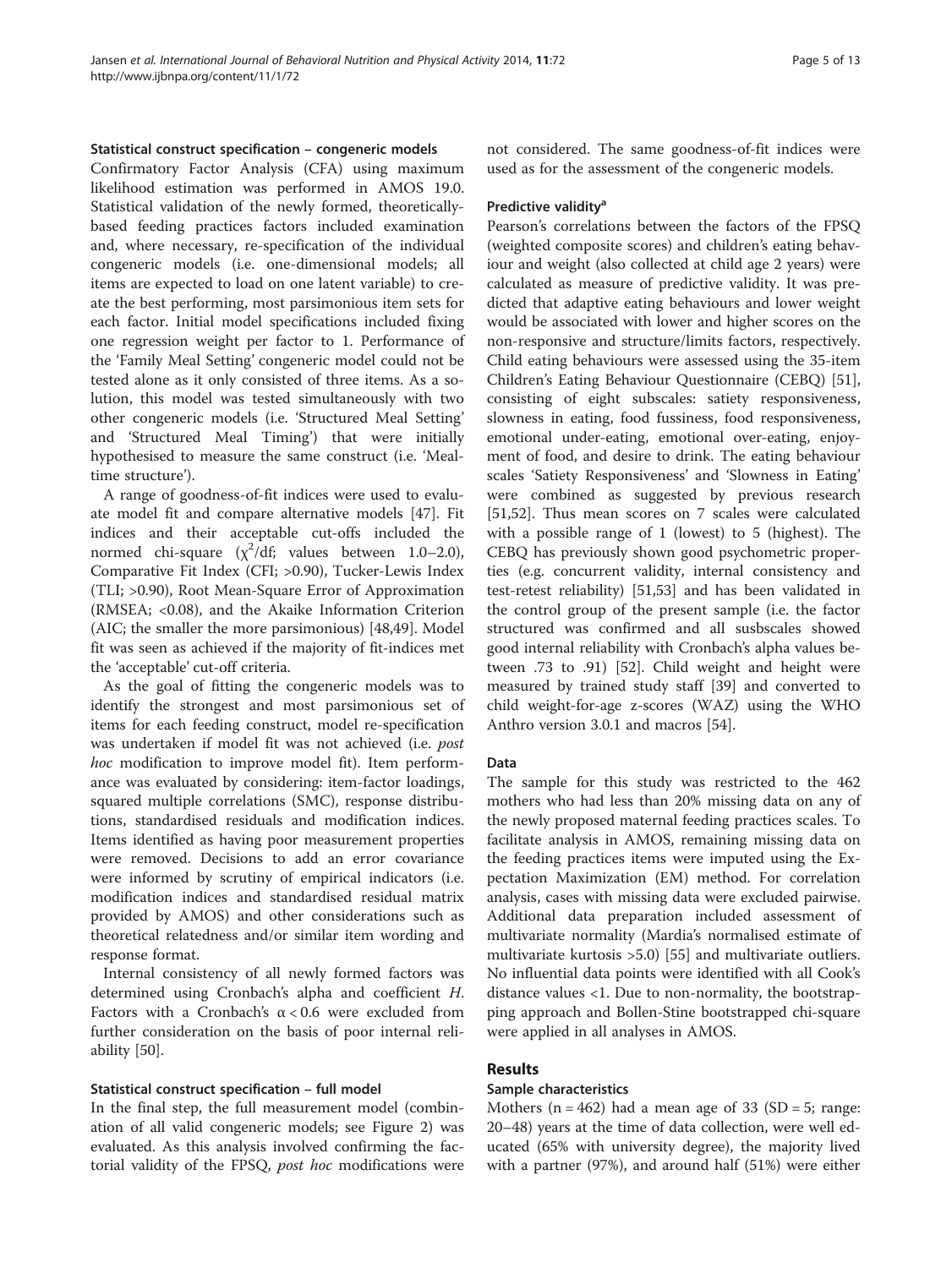### Statistical construct specification – congeneric models

Confirmatory Factor Analysis (CFA) using maximum likelihood estimation was performed in AMOS 19.0. Statistical validation of the newly formed, theoretically-based feeding practices factors included examination and, where necessary, re-specification of the individual congeneric models (i.e. one-dimensional models; all items are expected to load on one latent variable) to create the best performing, most parsimonious item sets for each factor. Initial model specifications included fixing one regression weight per factor to 1. Performance of the 'Family Meal Setting' congeneric model could not be tested alone as it only consisted of three items. As a solution, this model was tested simultaneously with two other congeneric models (i.e. 'Structured Meal Setting' and 'Structured Meal Timing') that were initially hypothesised to measure the same construct (i.e. 'Mealtime structure').

A range of goodness-of-fit indices were used to evaluate model fit and compare alternative models [47]. Fit indices and their acceptable cut-offs included the normed chi-square ($\chi^2$/df; values between 1.0–2.0), Comparative Fit Index (CFI; >0.90), Tucker-Lewis Index (TLI; >0.90), Root Mean-Square Error of Approximation (RMSEA; <0.08), and the Akaike Information Criterion (AIC; the smaller the more parsimonious) [48,49]. Model fit was seen as achieved if the majority of fit-indices met the 'acceptable' cut-off criteria.

As the goal of fitting the congeneric models was to identify the strongest and most parsimonious set of items for each feeding construct, model re-specification was undertaken if model fit was not achieved (i.e. *post hoc* modification to improve model fit). Item performance was evaluated by considering: item-factor loadings, squared multiple correlations (SMC), response distributions, standardised residuals and modification indices. Items identified as having poor measurement properties were removed. Decisions to add an error covariance were informed by scrutiny of empirical indicators (i.e. modification indices and standardised residual matrix provided by AMOS) and other considerations such as theoretical relatedness and/or similar item wording and response format.

Internal consistency of all newly formed factors was determined using Cronbach's alpha and coefficient *H*. Factors with a Cronbach's $\alpha < 0.6$ were excluded from further consideration on the basis of poor internal reliability [50].

### Statistical construct specification – full model

In the final step, the full measurement model (combination of all valid congeneric models; see Figure 2) was evaluated. As this analysis involved confirming the factorial validity of the FPSQ, *post hoc* modifications were not considered. The same goodness-of-fit indices were used as for the assessment of the congeneric models.

### Predictive validity[a]

Pearson's correlations between the factors of the FPSQ (weighted composite scores) and children's eating behaviour and weight (also collected at child age 2 years) were calculated as measure of predictive validity. It was predicted that adaptive eating behaviours and lower weight would be associated with lower and higher scores on the non-responsive and structure/limits factors, respectively. Child eating behaviours were assessed using the 35-item Children's Eating Behaviour Questionnaire (CEBQ) [51], consisting of eight subscales: satiety responsiveness, slowness in eating, food fussiness, food responsiveness, emotional under-eating, emotional over-eating, enjoyment of food, and desire to drink. The eating behaviour scales 'Satiety Responsiveness' and 'Slowness in Eating' were combined as suggested by previous research [51,52]. Thus mean scores on 7 scales were calculated with a possible range of 1 (lowest) to 5 (highest). The CEBQ has previously shown good psychometric properties (e.g. concurrent validity, internal consistency and test-retest reliability) [51,53] and has been validated in the control group of the present sample (i.e. the factor structured was confirmed and all susbscales showed good internal reliability with Cronbach's alpha values between .73 to .91) [52]. Child weight and height were measured by trained study staff [39] and converted to child weight-for-age z-scores (WAZ) using the WHO Anthro version 3.0.1 and macros [54].

### Data

The sample for this study was restricted to the 462 mothers who had less than 20% missing data on any of the newly proposed maternal feeding practices scales. To facilitate analysis in AMOS, remaining missing data on the feeding practices items were imputed using the Expectation Maximization (EM) method. For correlation analysis, cases with missing data were excluded pairwise. Additional data preparation included assessment of multivariate normality (Mardia's normalised estimate of multivariate kurtosis >5.0) [55] and multivariate outliers. No influential data points were identified with all Cook's distance values <1. Due to non-normality, the bootstrapping approach and Bollen-Stine bootstrapped chi-square were applied in all analyses in AMOS.

## Results

### Sample characteristics

Mothers (n = 462) had a mean age of 33 (SD = 5; range: 20–48) years at the time of data collection, were well educated (65% with university degree), the majority lived with a partner (97%), and around half (51%) were either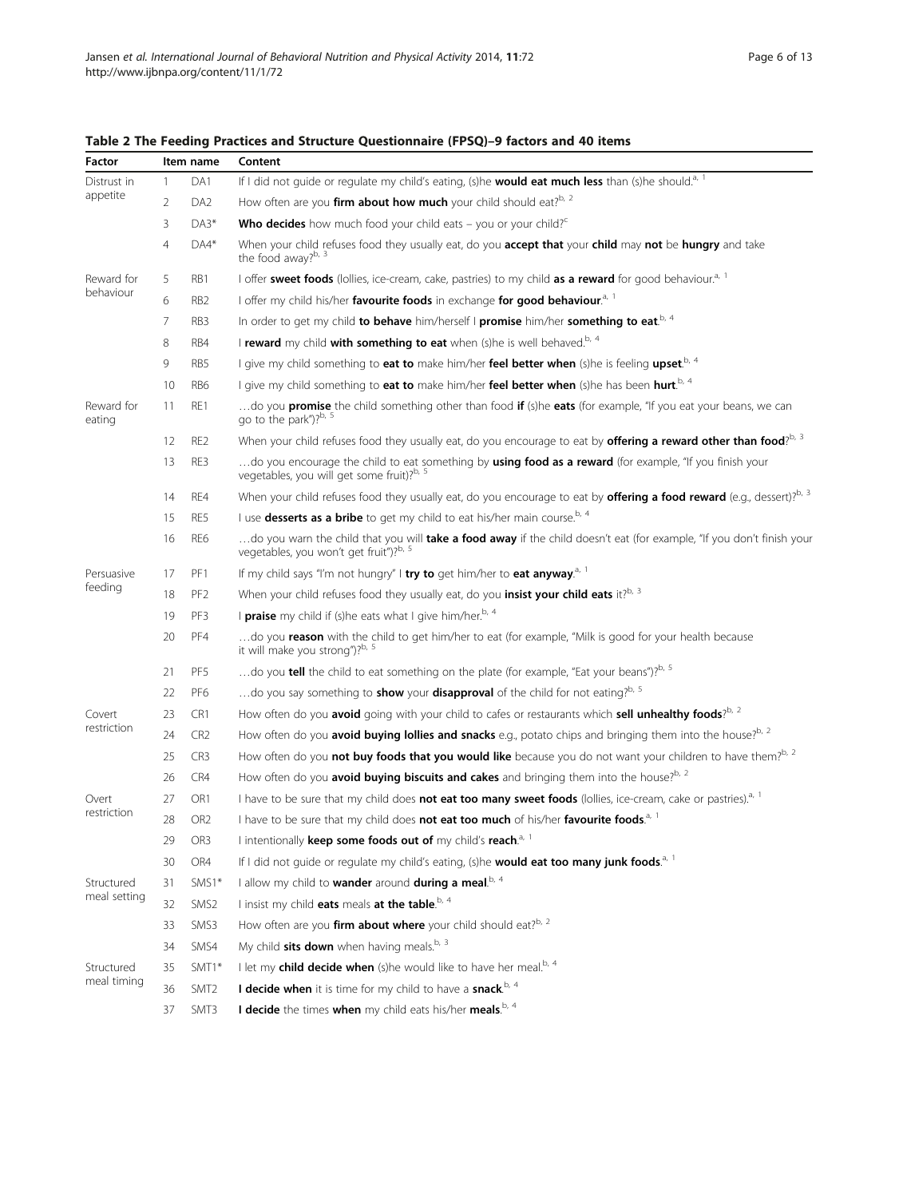**Table 2 The Feeding Practices and Structure Questionnaire (FPSQ)–9 factors and 40 items**

| Factor | Item name | | Content |
|---|---|---|---|
| Distrust in appetite | 1 | DA1 | If I did not guide or regulate my child's eating, (s)he **would eat much less** than (s)he should.[a, 1] |
| | 2 | DA2 | How often are you **firm about how much** your child should eat?[b, 2] |
| | 3 | DA3* | **Who decides** how much food your child eats – you or your child?[c] |
| | 4 | DA4* | When your child refuses food they usually eat, do you **accept that** your **child** may **not** be **hungry** and take the food away?[b, 3] |
| Reward for behaviour | 5 | RB1 | I offer **sweet foods** (lollies, ice-cream, cake, pastries) to my child **as a reward** for good behaviour.[a, 1] |
| | 6 | RB2 | I offer my child his/her **favourite foods** in exchange **for good behaviour**.[a, 1] |
| | 7 | RB3 | In order to get my child **to behave** him/herself I **promise** him/her **something to eat**.[b, 4] |
| | 8 | RB4 | I **reward** my child **with something to eat** when (s)he is well behaved.[b, 4] |
| | 9 | RB5 | I give my child something to **eat to** make him/her **feel better when** (s)he is feeling **upset**.[b, 4] |
| | 10 | RB6 | I give my child something to **eat to** make him/her **feel better when** (s)he has been **hurt**.[b, 4] |
| Reward for eating | 11 | RE1 | …do you **promise** the child something other than food **if** (s)he **eats** (for example, "If you eat your beans, we can go to the park")?[b, 5] |
| | 12 | RE2 | When your child refuses food they usually eat, do you encourage to eat by **offering a reward other than food**?[b, 3] |
| | 13 | RE3 | …do you encourage the child to eat something by **using food as a reward** (for example, "If you finish your vegetables, you will get some fruit)?[b, 5] |
| | 14 | RE4 | When your child refuses food they usually eat, do you encourage to eat by **offering a food reward** (e.g., dessert)?[b, 3] |
| | 15 | RE5 | I use **desserts as a bribe** to get my child to eat his/her main course.[b, 4] |
| | 16 | RE6 | …do you warn the child that you will **take a food away** if the child doesn't eat (for example, "If you don't finish your vegetables, you won't get fruit")?[b, 5] |
| Persuasive feeding | 17 | PF1 | If my child says "I'm not hungry" I **try to** get him/her to **eat anyway**.[a, 1] |
| | 18 | PF2 | When your child refuses food they usually eat, do you **insist your child eats** it?[b, 3] |
| | 19 | PF3 | I **praise** my child if (s)he eats what I give him/her.[b, 4] |
| | 20 | PF4 | …do you **reason** with the child to get him/her to eat (for example, "Milk is good for your health because it will make you strong")?[b, 5] |
| | 21 | PF5 | …do you **tell** the child to eat something on the plate (for example, "Eat your beans")?[b, 5] |
| | 22 | PF6 | …do you say something to **show** your **disapproval** of the child for not eating?[b, 5] |
| Covert restriction | 23 | CR1 | How often do you **avoid** going with your child to cafes or restaurants which **sell unhealthy foods**?[b, 2] |
| | 24 | CR2 | How often do you **avoid buying lollies and snacks** e.g., potato chips and bringing them into the house?[b, 2] |
| | 25 | CR3 | How often do you **not buy foods that you would like** because you do not want your children to have them?[b, 2] |
| | 26 | CR4 | How often do you **avoid buying biscuits and cakes** and bringing them into the house?[b, 2] |
| Overt restriction | 27 | OR1 | I have to be sure that my child does **not eat too many sweet foods** (lollies, ice-cream, cake or pastries).[a, 1] |
| | 28 | OR2 | I have to be sure that my child does **not eat too much** of his/her **favourite foods**.[a, 1] |
| | 29 | OR3 | I intentionally **keep some foods out of** my child's **reach**.[a, 1] |
| | 30 | OR4 | If I did not guide or regulate my child's eating, (s)he **would eat too many junk foods**.[a, 1] |
| Structured meal setting | 31 | SMS1* | I allow my child to **wander** around **during a meal**.[b, 4] |
| | 32 | SMS2 | I insist my child **eats** meals **at the table**.[b, 4] |
| | 33 | SMS3 | How often are you **firm about where** your child should eat?[b, 2] |
| | 34 | SMS4 | My child **sits down** when having meals.[b, 3] |
| Structured meal timing | 35 | SMT1* | I let my **child decide when** (s)he would like to have her meal.[b, 4] |
| | 36 | SMT2 | **I decide when** it is time for my child to have a **snack**.[b, 4] |
| | 37 | SMT3 | **I decide** the times **when** my child eats his/her **meals**.[b, 4] |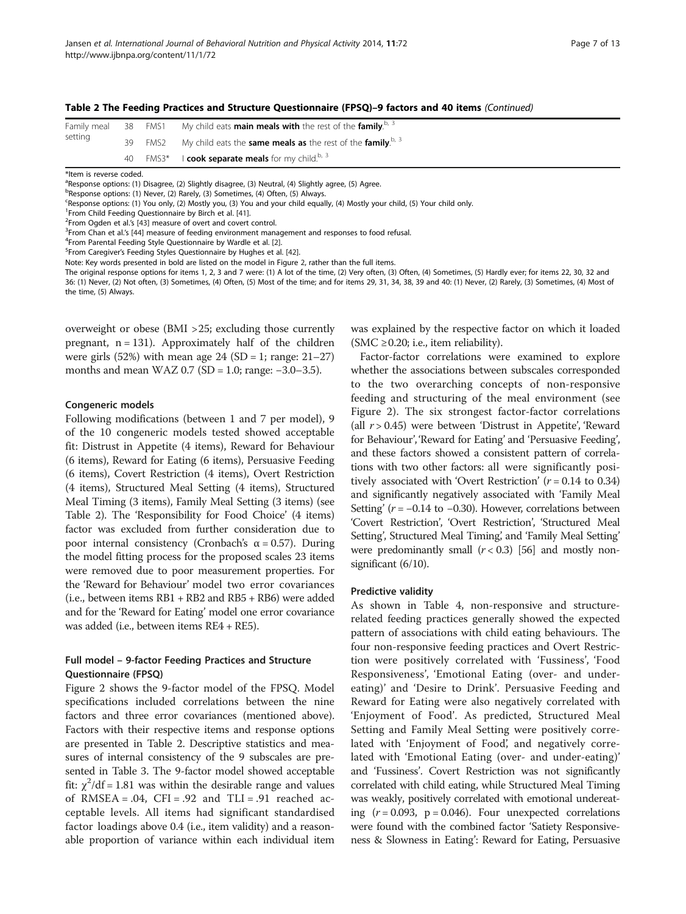**Table 2 The Feeding Practices and Structure Questionnaire (FPSQ)–9 factors and 40 items** *(Continued)*

| | | | |
|---|---|---|---|
| Family meal setting | 38 | FMS1 | My child eats **main meals with** the rest of the **family**.[b, 3] |
| | 39 | FMS2 | My child eats the **same meals as** the rest of the **family**.[b, 3] |
| | 40 | FMS3* | I **cook separate meals** for my child.[b, 3] |

*Item is reverse coded.

[a]Response options: (1) Disagree, (2) Slightly disagree, (3) Neutral, (4) Slightly agree, (5) Agree.

[b]Response options: (1) Never, (2) Rarely, (3) Sometimes, (4) Often, (5) Always.

[c]Response options: (1) You only, (2) Mostly you, (3) You and your child equally, (4) Mostly your child, (5) Your child only.

[1]From Child Feeding Questionnaire by Birch et al. [41].

[2]From Ogden et al.'s [43] measure of overt and covert control.

[3]From Chan et al.'s [44] measure of feeding environment management and responses to food refusal.

[4]From Parental Feeding Style Questionnaire by Wardle et al. [2].

[5]From Caregiver's Feeding Styles Questionnaire by Hughes et al. [42].

Note: Key words presented in bold are listed on the model in Figure 2, rather than the full items.

The original response options for items 1, 2, 3 and 7 were: (1) A lot of the time, (2) Very often, (3) Often, (4) Sometimes, (5) Hardly ever; for items 22, 30, 32 and 36: (1) Never, (2) Not often, (3) Sometimes, (4) Often, (5) Most of the time; and for items 29, 31, 34, 38, 39 and 40: (1) Never, (2) Rarely, (3) Sometimes, (4) Most of the time, (5) Always.

overweight or obese (BMI >25; excluding those currently pregnant, n = 131). Approximately half of the children were girls (52%) with mean age 24 (SD = 1; range: 21–27) months and mean WAZ 0.7 (SD = 1.0; range: −3.0–3.5).

### Congeneric models

Following modifications (between 1 and 7 per model), 9 of the 10 congeneric models tested showed acceptable fit: Distrust in Appetite (4 items), Reward for Behaviour (6 items), Reward for Eating (6 items), Persuasive Feeding (6 items), Covert Restriction (4 items), Overt Restriction (4 items), Structured Meal Setting (4 items), Structured Meal Timing (3 items), Family Meal Setting (3 items) (see Table 2). The 'Responsibility for Food Choice' (4 items) factor was excluded from further consideration due to poor internal consistency (Cronbach's α = 0.57). During the model fitting process for the proposed scales 23 items were removed due to poor measurement properties. For the 'Reward for Behaviour' model two error covariances (i.e., between items RB1 + RB2 and RB5 + RB6) were added and for the 'Reward for Eating' model one error covariance was added (i.e., between items RE4 + RE5).

### Full model – 9-factor Feeding Practices and Structure Questionnaire (FPSQ)

Figure 2 shows the 9-factor model of the FPSQ. Model specifications included correlations between the nine factors and three error covariances (mentioned above). Factors with their respective items and response options are presented in Table 2. Descriptive statistics and measures of internal consistency of the 9 subscales are presented in Table 3. The 9-factor model showed acceptable fit: $\chi^2$/df = 1.81 was within the desirable range and values of RMSEA = .04, CFI = .92 and TLI = .91 reached acceptable levels. All items had significant standardised factor loadings above 0.4 (i.e., item validity) and a reasonable proportion of variance within each individual item was explained by the respective factor on which it loaded (SMC ≥0.20; i.e., item reliability).

Factor-factor correlations were examined to explore whether the associations between subscales corresponded to the two overarching concepts of non-responsive feeding and structuring of the meal environment (see Figure 2). The six strongest factor-factor correlations (all $r$ > 0.45) were between 'Distrust in Appetite', 'Reward for Behaviour', 'Reward for Eating' and 'Persuasive Feeding', and these factors showed a consistent pattern of correlations with two other factors: all were significantly positively associated with 'Overt Restriction' ($r$ = 0.14 to 0.34) and significantly negatively associated with 'Family Meal Setting' ($r$ = −0.14 to −0.30). However, correlations between 'Covert Restriction', 'Overt Restriction', 'Structured Meal Setting', Structured Meal Timing', and 'Family Meal Setting' were predominantly small ($r$ < 0.3) [56] and mostly non-significant (6/10).

### Predictive validity

As shown in Table 4, non-responsive and structure-related feeding practices generally showed the expected pattern of associations with child eating behaviours. The four non-responsive feeding practices and Overt Restriction were positively correlated with 'Fussiness', 'Food Responsiveness', 'Emotional Eating (over- and under-eating)' and 'Desire to Drink'. Persuasive Feeding and Reward for Eating were also negatively correlated with 'Enjoyment of Food'. As predicted, Structured Meal Setting and Family Meal Setting were positively correlated with 'Enjoyment of Food', and negatively correlated with 'Emotional Eating (over- and under-eating)' and 'Fussiness'. Covert Restriction was not significantly correlated with child eating, while Structured Meal Timing was weakly, positively correlated with emotional undereating ($r$ = 0.093, p = 0.046). Four unexpected correlations were found with the combined factor 'Satiety Responsiveness & Slowness in Eating': Reward for Eating, Persuasive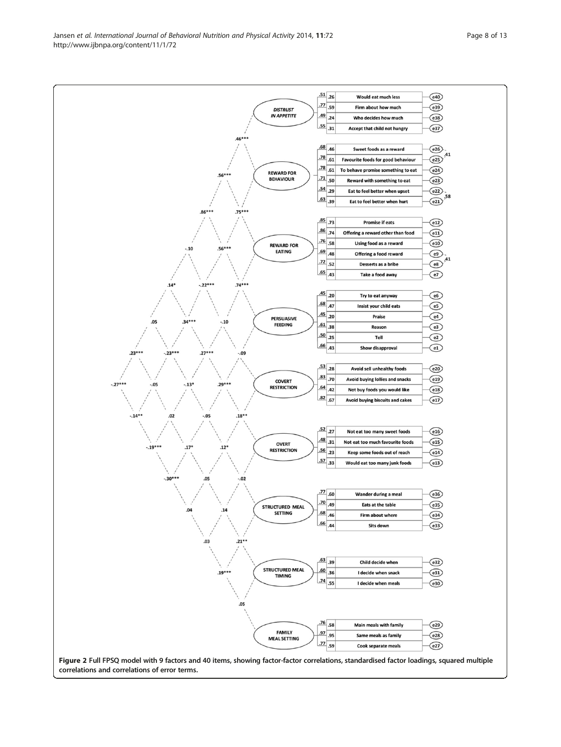Figure 2 Full FPSQ model with 9 factors and 40 items, showing factor-factor correlations, standardised factor loadings, squared multiple correlations and correlations of error terms.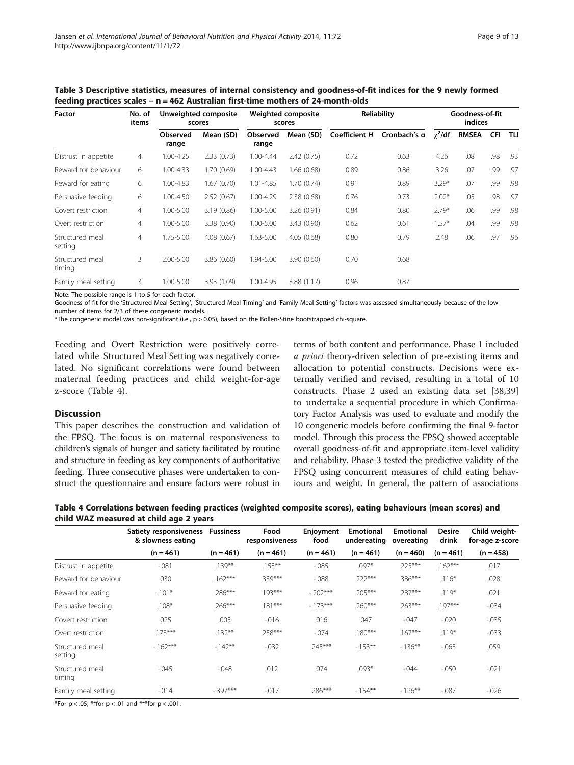**Table 3 Descriptive statistics, measures of internal consistency and goodness-of-fit indices for the 9 newly formed feeding practices scales – n = 462 Australian first-time mothers of 24-month-olds**

| Factor | No. of items | Unweighted composite scores | | Weighted composite scores | | Reliability | | Goodness-of-fit indices | | | |
|---|---|---|---|---|---|---|---|---|---|---|---|
| | | Observed range | Mean (SD) | Observed range | Mean (SD) | Coefficient *H* | Cronbach's α | $\chi^2$/df | RMSEA | CFI | TLI |
| Distrust in appetite | 4 | 1.00-4.25 | 2.33 (0.73) | 1.00-4.44 | 2.42 (0.75) | 0.72 | 0.63 | 4.26 | .08 | .98 | .93 |
| Reward for behaviour | 6 | 1.00-4.33 | 1.70 (0.69) | 1.00-4.43 | 1.66 (0.68) | 0.89 | 0.86 | 3.26 | .07 | .99 | .97 |
| Reward for eating | 6 | 1.00-4.83 | 1.67 (0.70) | 1.01-4.85 | 1.70 (0.74) | 0.91 | 0.89 | 3.29* | .07 | .99 | .98 |
| Persuasive feeding | 6 | 1.00-4.50 | 2.52 (0.67) | 1.00-4.29 | 2.38 (0.68) | 0.76 | 0.73 | 2.02* | .05 | .98 | .97 |
| Covert restriction | 4 | 1.00-5.00 | 3.19 (0.86) | 1.00-5.00 | 3.26 (0.91) | 0.84 | 0.80 | 2.79* | .06 | .99 | .98 |
| Overt restriction | 4 | 1.00-5.00 | 3.38 (0.90) | 1.00-5.00 | 3.43 (0.90) | 0.62 | 0.61 | 1.57* | .04 | .99 | .98 |
| Structured meal setting | 4 | 1.75-5.00 | 4.08 (0.67) | 1.63-5.00 | 4.05 (0.68) | 0.80 | 0.79 | 2.48 | .06 | .97 | .96 |
| Structured meal timing | 3 | 2.00-5.00 | 3.86 (0.60) | 1.94-5.00 | 3.90 (0.60) | 0.70 | 0.68 | | | | |
| Family meal setting | 3 | 1.00-5.00 | 3.93 (1.09) | 1.00-4.95 | 3.88 (1.17) | 0.96 | 0.87 | | | | |

Note: The possible range is 1 to 5 for each factor.
Goodness-of-fit for the 'Structured Meal Setting', 'Structured Meal Timing' and 'Family Meal Setting' factors was assessed simultaneously because of the low number of items for 2/3 of these congeneric models.
*The congeneric model was non-significant (i.e., $p > 0.05$), based on the Bollen-Stine bootstrapped chi-square.

Feeding and Overt Restriction were positively correlated while Structured Meal Setting was negatively correlated. No significant correlations were found between maternal feeding practices and child weight-for-age z-score (Table 4).

## Discussion

This paper describes the construction and validation of the FPSQ. The focus is on maternal responsiveness to children's signals of hunger and satiety facilitated by routine and structure in feeding as key components of authoritative feeding. Three consecutive phases were undertaken to construct the questionnaire and ensure factors were robust in terms of both content and performance. Phase 1 included *a priori* theory-driven selection of pre-existing items and allocation to potential constructs. Decisions were externally verified and revised, resulting in a total of 10 constructs. Phase 2 used an existing data set [38,39] to undertake a sequential procedure in which Confirmatory Factor Analysis was used to evaluate and modify the 10 congeneric models before confirming the final 9-factor model. Through this process the FPSQ showed acceptable overall goodness-of-fit and appropriate item-level validity and reliability. Phase 3 tested the predictive validity of the FPSQ using concurrent measures of child eating behaviours and weight. In general, the pattern of associations

**Table 4 Correlations between feeding practices (weighted composite scores), eating behaviours (mean scores) and child WAZ measured at child age 2 years**

| | Satiety responsiveness & slowness eating | Fussiness | Food responsiveness | Enjoyment food | Emotional undereating | Emotional overeating | Desire drink | Child weight-for-age z-score |
|---|---|---|---|---|---|---|---|---|
| | (n = 461) | (n = 461) | (n = 461) | (n = 461) | (n = 461) | (n = 460) | (n = 461) | (n = 458) |
| Distrust in appetite | -.081 | .139** | .153** | -.085 | .097* | .225*** | .162*** | .017 |
| Reward for behaviour | .030 | .162*** | .339*** | -.088 | .222*** | .386*** | .116* | .028 |
| Reward for eating | .101* | .286*** | .193*** | -.202*** | .205*** | .287*** | .119* | .021 |
| Persuasive feeding | .108* | .266*** | .181*** | -.173*** | .260*** | .263*** | .197*** | -.034 |
| Covert restriction | .025 | .005 | -.016 | .016 | .047 | -.047 | -.020 | -.035 |
| Overt restriction | .173*** | .132** | .258*** | -.074 | .180*** | .167*** | .119* | -.033 |
| Structured meal setting | -.162*** | -.142** | -.032 | .245*** | -.153** | -.136** | -.063 | .059 |
| Structured meal timing | -.045 | -.048 | .012 | .074 | .093* | -.044 | -.050 | -.021 |
| Family meal setting | -.014 | -.397*** | -.017 | .286*** | -.154** | -.126** | -.087 | -.026 |

*For $p < .05$, **for $p < .01$ and ***for $p < .001$.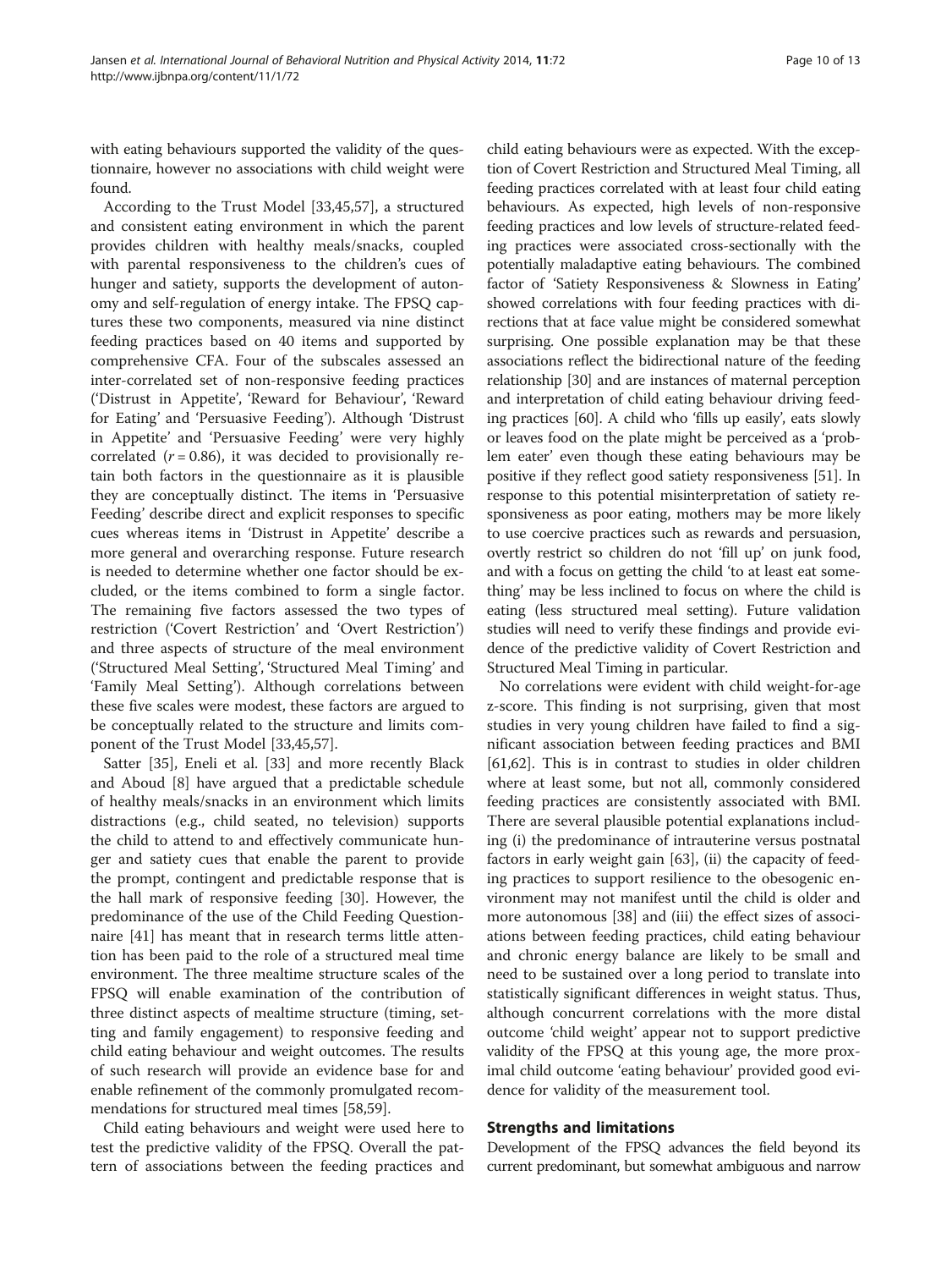with eating behaviours supported the validity of the questionnaire, however no associations with child weight were found.

According to the Trust Model [33,45,57], a structured and consistent eating environment in which the parent provides children with healthy meals/snacks, coupled with parental responsiveness to the children's cues of hunger and satiety, supports the development of autonomy and self-regulation of energy intake. The FPSQ captures these two components, measured via nine distinct feeding practices based on 40 items and supported by comprehensive CFA. Four of the subscales assessed an inter-correlated set of non-responsive feeding practices ('Distrust in Appetite', 'Reward for Behaviour', 'Reward for Eating' and 'Persuasive Feeding'). Although 'Distrust in Appetite' and 'Persuasive Feeding' were very highly correlated ($r = 0.86$), it was decided to provisionally retain both factors in the questionnaire as it is plausible they are conceptually distinct. The items in 'Persuasive Feeding' describe direct and explicit responses to specific cues whereas items in 'Distrust in Appetite' describe a more general and overarching response. Future research is needed to determine whether one factor should be excluded, or the items combined to form a single factor. The remaining five factors assessed the two types of restriction ('Covert Restriction' and 'Overt Restriction') and three aspects of structure of the meal environment ('Structured Meal Setting', 'Structured Meal Timing' and 'Family Meal Setting'). Although correlations between these five scales were modest, these factors are argued to be conceptually related to the structure and limits component of the Trust Model [33,45,57].

Satter [35], Eneli et al. [33] and more recently Black and Aboud [8] have argued that a predictable schedule of healthy meals/snacks in an environment which limits distractions (e.g., child seated, no television) supports the child to attend to and effectively communicate hunger and satiety cues that enable the parent to provide the prompt, contingent and predictable response that is the hall mark of responsive feeding [30]. However, the predominance of the use of the Child Feeding Questionnaire [41] has meant that in research terms little attention has been paid to the role of a structured meal time environment. The three mealtime structure scales of the FPSQ will enable examination of the contribution of three distinct aspects of mealtime structure (timing, setting and family engagement) to responsive feeding and child eating behaviour and weight outcomes. The results of such research will provide an evidence base for and enable refinement of the commonly promulgated recommendations for structured meal times [58,59].

Child eating behaviours and weight were used here to test the predictive validity of the FPSQ. Overall the pattern of associations between the feeding practices and child eating behaviours were as expected. With the exception of Covert Restriction and Structured Meal Timing, all feeding practices correlated with at least four child eating behaviours. As expected, high levels of non-responsive feeding practices and low levels of structure-related feeding practices were associated cross-sectionally with the potentially maladaptive eating behaviours. The combined factor of 'Satiety Responsiveness & Slowness in Eating' showed correlations with four feeding practices with directions that at face value might be considered somewhat surprising. One possible explanation may be that these associations reflect the bidirectional nature of the feeding relationship [30] and are instances of maternal perception and interpretation of child eating behaviour driving feeding practices [60]. A child who 'fills up easily', eats slowly or leaves food on the plate might be perceived as a 'problem eater' even though these eating behaviours may be positive if they reflect good satiety responsiveness [51]. In response to this potential misinterpretation of satiety responsiveness as poor eating, mothers may be more likely to use coercive practices such as rewards and persuasion, overtly restrict so children do not 'fill up' on junk food, and with a focus on getting the child 'to at least eat something' may be less inclined to focus on where the child is eating (less structured meal setting). Future validation studies will need to verify these findings and provide evidence of the predictive validity of Covert Restriction and Structured Meal Timing in particular.

No correlations were evident with child weight-for-age z-score. This finding is not surprising, given that most studies in very young children have failed to find a significant association between feeding practices and BMI [61,62]. This is in contrast to studies in older children where at least some, but not all, commonly considered feeding practices are consistently associated with BMI. There are several plausible potential explanations including (i) the predominance of intrauterine versus postnatal factors in early weight gain [63], (ii) the capacity of feeding practices to support resilience to the obesogenic environment may not manifest until the child is older and more autonomous [38] and (iii) the effect sizes of associations between feeding practices, child eating behaviour and chronic energy balance are likely to be small and need to be sustained over a long period to translate into statistically significant differences in weight status. Thus, although concurrent correlations with the more distal outcome 'child weight' appear not to support predictive validity of the FPSQ at this young age, the more proximal child outcome 'eating behaviour' provided good evidence for validity of the measurement tool.

## Strengths and limitations

Development of the FPSQ advances the field beyond its current predominant, but somewhat ambiguous and narrow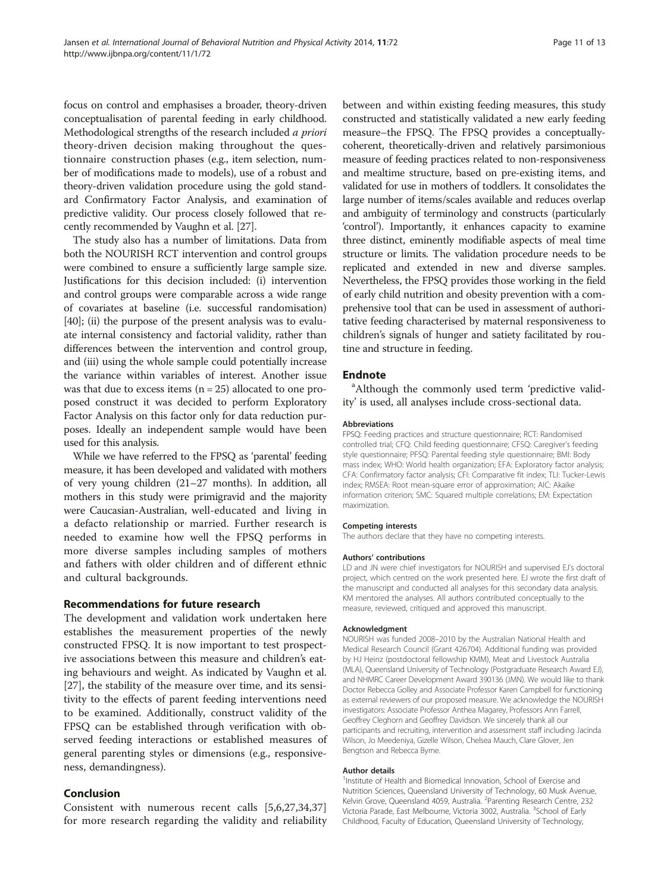focus on control and emphasises a broader, theory-driven conceptualisation of parental feeding in early childhood. Methodological strengths of the research included *a priori* theory-driven decision making throughout the questionnaire construction phases (e.g., item selection, number of modifications made to models), use of a robust and theory-driven validation procedure using the gold standard Confirmatory Factor Analysis, and examination of predictive validity. Our process closely followed that recently recommended by Vaughn et al. [27].

The study also has a number of limitations. Data from both the NOURISH RCT intervention and control groups were combined to ensure a sufficiently large sample size. Justifications for this decision included: (i) intervention and control groups were comparable across a wide range of covariates at baseline (i.e. successful randomisation) [40]; (ii) the purpose of the present analysis was to evaluate internal consistency and factorial validity, rather than differences between the intervention and control group, and (iii) using the whole sample could potentially increase the variance within variables of interest. Another issue was that due to excess items (n = 25) allocated to one proposed construct it was decided to perform Exploratory Factor Analysis on this factor only for data reduction purposes. Ideally an independent sample would have been used for this analysis.

While we have referred to the FPSQ as 'parental' feeding measure, it has been developed and validated with mothers of very young children (21–27 months). In addition, all mothers in this study were primigravid and the majority were Caucasian-Australian, well-educated and living in a defacto relationship or married. Further research is needed to examine how well the FPSQ performs in more diverse samples including samples of mothers and fathers with older children and of different ethnic and cultural backgrounds.

### Recommendations for future research

The development and validation work undertaken here establishes the measurement properties of the newly constructed FPSQ. It is now important to test prospective associations between this measure and children's eating behaviours and weight. As indicated by Vaughn et al. [27], the stability of the measure over time, and its sensitivity to the effects of parent feeding interventions need to be examined. Additionally, construct validity of the FPSQ can be established through verification with observed feeding interactions or established measures of general parenting styles or dimensions (e.g., responsiveness, demandingness).

## Conclusion

Consistent with numerous recent calls [5,6,27,34,37] for more research regarding the validity and reliability between and within existing feeding measures, this study constructed and statistically validated a new early feeding measure–the FPSQ. The FPSQ provides a conceptually-coherent, theoretically-driven and relatively parsimonious measure of feeding practices related to non-responsiveness and mealtime structure, based on pre-existing items, and validated for use in mothers of toddlers. It consolidates the large number of items/scales available and reduces overlap and ambiguity of terminology and constructs (particularly 'control'). Importantly, it enhances capacity to examine three distinct, eminently modifiable aspects of meal time structure or limits. The validation procedure needs to be replicated and extended in new and diverse samples. Nevertheless, the FPSQ provides those working in the field of early child nutrition and obesity prevention with a comprehensive tool that can be used in assessment of authoritative feeding characterised by maternal responsiveness to children's signals of hunger and satiety facilitated by routine and structure in feeding.

## Endnote

[a]Although the commonly used term 'predictive validity' is used, all analyses include cross-sectional data.

#### Abbreviations

FPSQ: Feeding practices and structure questionnaire; RCT: Randomised controlled trial; CFQ: Child feeding questionnaire; CFSQ: Caregiver's feeding style questionnaire; PFSQ: Parental feeding style questionnaire; BMI: Body mass index; WHO: World health organization; EFA: Exploratory factor analysis; CFA: Confirmatory factor analysis; CFI: Comparative fit index; TLI: Tucker-Lewis index; RMSEA: Root mean-square error of approximation; AIC: Akaike information criterion; SMC: Squared multiple correlations; EM: Expectation maximization.

#### Competing interests

The authors declare that they have no competing interests.

#### Authors' contributions

LD and JN were chief investigators for NOURISH and supervised EJ's doctoral project, which centred on the work presented here. EJ wrote the first draft of the manuscript and conducted all analyses for this secondary data analysis. KM mentored the analyses. All authors contributed conceptually to the measure, reviewed, critiqued and approved this manuscript.

#### Acknowledgment

NOURISH was funded 2008–2010 by the Australian National Health and Medical Research Council (Grant 426704). Additional funding was provided by HJ Heinz (postdoctoral fellowship KMM), Meat and Livestock Australia (MLA), Queensland University of Technology (Postgraduate Research Award EJ), and NHMRC Career Development Award 390136 (JMN). We would like to thank Doctor Rebecca Golley and Associate Professor Karen Campbell for functioning as external reviewers of our proposed measure. We acknowledge the NOURISH investigators: Associate Professor Anthea Magarey, Professors Ann Farrell, Geoffrey Cleghorn and Geoffrey Davidson. We sincerely thank all our participants and recruiting, intervention and assessment staff including Jacinda Wilson, Jo Meedeniya, Gizelle Wilson, Chelsea Mauch, Clare Glover, Jen Bengtson and Rebecca Byrne.

#### Author details

[1]Institute of Health and Biomedical Innovation, School of Exercise and Nutrition Sciences, Queensland University of Technology, 60 Musk Avenue, Kelvin Grove, Queensland 4059, Australia. [2]Parenting Research Centre, 232 Victoria Parade, East Melbourne, Victoria 3002, Australia. [3]School of Early Childhood, Faculty of Education, Queensland University of Technology,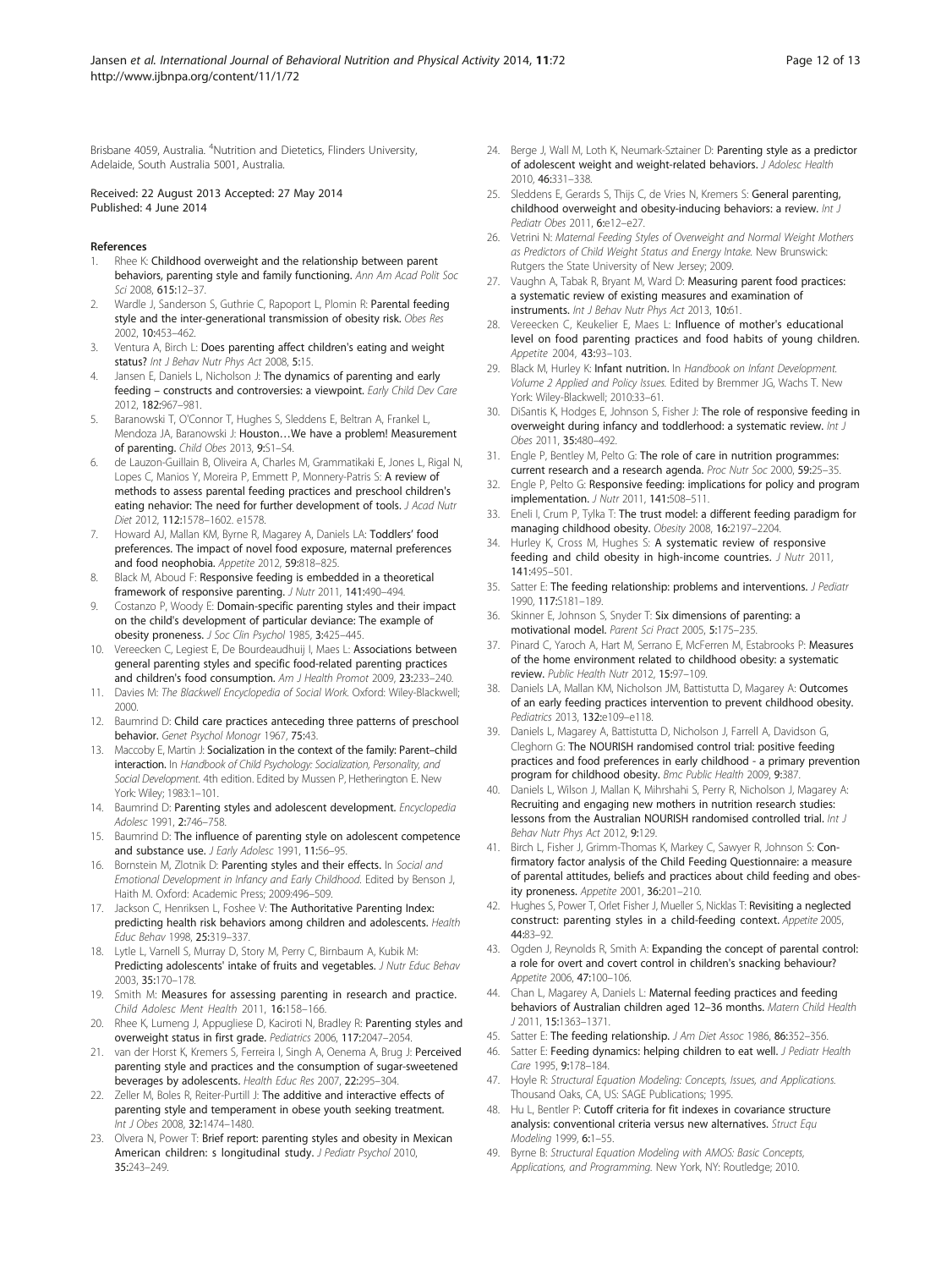Brisbane 4059, Australia. [4]Nutrition and Dietetics, Flinders University, Adelaide, South Australia 5001, Australia.

Received: 22 August 2013 Accepted: 27 May 2014
Published: 4 June 2014

## References

1. Rhee K: **Childhood overweight and the relationship between parent behaviors, parenting style and family functioning.** *Ann Am Acad Polit Soc Sci* 2008, **615:**12–37.
2. Wardle J, Sanderson S, Guthrie C, Rapoport L, Plomin R: **Parental feeding style and the inter-generational transmission of obesity risk.** *Obes Res* 2002, **10:**453–462.
3. Ventura A, Birch L: **Does parenting affect children's eating and weight status?** *Int J Behav Nutr Phys Act* 2008, **5:**15.
4. Jansen E, Daniels L, Nicholson J: **The dynamics of parenting and early feeding – constructs and controversies: a viewpoint.** *Early Child Dev Care* 2012, **182:**967–981.
5. Baranowski T, O'Connor T, Hughes S, Sleddens E, Beltran A, Frankel L, Mendoza JA, Baranowski J: **Houston…We have a problem! Measurement of parenting.** *Child Obes* 2013, **9:**S1–S4.
6. de Lauzon-Guillain B, Oliveira A, Charles M, Grammatikaki E, Jones L, Rigal N, Lopes C, Manios Y, Moreira P, Emmett P, Monnery-Patris S: **A review of methods to assess parental feeding practices and preschool children's eating nehavior: The need for further development of tools.** *J Acad Nutr Diet* 2012, **112:**1578–1602. e1578.
7. Howard AJ, Mallan KM, Byrne R, Magarey A, Daniels LA: **Toddlers' food preferences. The impact of novel food exposure, maternal preferences and food neophobia.** *Appetite* 2012, **59:**818–825.
8. Black M, Aboud F: **Responsive feeding is embedded in a theoretical framework of responsive parenting.** *J Nutr* 2011, **141:**490–494.
9. Costanzo P, Woody E: **Domain-specific parenting styles and their impact on the child's development of particular deviance: The example of obesity proneness.** *J Soc Clin Psychol* 1985, **3:**425–445.
10. Vereecken C, Legiest E, De Bourdeaudhuij I, Maes L: **Associations between general parenting styles and specific food-related parenting practices and children's food consumption.** *Am J Health Promot* 2009, **23:**233–240.
11. Davies M: *The Blackwell Encyclopedia of Social Work.* Oxford: Wiley-Blackwell; 2000.
12. Baumrind D: **Child care practices anteceding three patterns of preschool behavior.** *Genet Psychol Monogr* 1967, **75:**43.
13. Maccoby E, Martin J: **Socialization in the context of the family: Parent–child interaction.** In *Handbook of Child Psychology: Socialization, Personality, and Social Development.* 4th edition. Edited by Mussen P, Hetherington E. New York: Wiley; 1983:1–101.
14. Baumrind D: **Parenting styles and adolescent development.** *Encyclopedia Adolesc* 1991, **2:**746–758.
15. Baumrind D: **The influence of parenting style on adolescent competence and substance use.** *J Early Adolesc* 1991, **11:**56–95.
16. Bornstein M, Zlotnik D: **Parenting styles and their effects.** In *Social and Emotional Development in Infancy and Early Childhood.* Edited by Benson J, Haith M. Oxford: Academic Press; 2009:496–509.
17. Jackson C, Henriksen L, Foshee V: **The Authoritative Parenting Index: predicting health risk behaviors among children and adolescents.** *Health Educ Behav* 1998, **25:**319–337.
18. Lytle L, Varnell S, Murray D, Story M, Perry C, Birnbaum A, Kubik M: **Predicting adolescents' intake of fruits and vegetables.** *J Nutr Educ Behav* 2003, **35:**170–178.
19. Smith M: **Measures for assessing parenting in research and practice.** *Child Adolesc Ment Health* 2011, **16:**158–166.
20. Rhee K, Lumeng J, Appugliese D, Kaciroti N, Bradley R: **Parenting styles and overweight status in first grade.** *Pediatrics* 2006, **117:**2047–2054.
21. van der Horst K, Kremers S, Ferreira I, Singh A, Oenema A, Brug J: **Perceived parenting style and practices and the consumption of sugar-sweetened beverages by adolescents.** *Health Educ Res* 2007, **22:**295–304.
22. Zeller M, Boles R, Reiter-Purtill J: **The additive and interactive effects of parenting style and temperament in obese youth seeking treatment.** *Int J Obes* 2008, **32:**1474–1480.
23. Olvera N, Power T: **Brief report: parenting styles and obesity in Mexican American children: s longitudinal study.** *J Pediatr Psychol* 2010, **35:**243–249.
24. Berge J, Wall M, Loth K, Neumark-Sztainer D: **Parenting style as a predictor of adolescent weight and weight-related behaviors.** *J Adolesc Health* 2010, **46:**331–338.
25. Sleddens E, Gerards S, Thijs C, de Vries N, Kremers S: **General parenting, childhood overweight and obesity-inducing behaviors: a review.** *Int J Pediatr Obes* 2011, **6:**e12–e27.
26. Vetrini N: *Maternal Feeding Styles of Overweight and Normal Weight Mothers as Predictors of Child Weight Status and Energy Intake.* New Brunswick: Rutgers the State University of New Jersey; 2009.
27. Vaughn A, Tabak R, Bryant M, Ward D: **Measuring parent food practices: a systematic review of existing measures and examination of instruments.** *Int J Behav Nutr Phys Act* 2013, **10:**61.
28. Vereecken C, Keukelier E, Maes L: **Influence of mother's educational level on food parenting practices and food habits of young children.** *Appetite* 2004, **43:**93–103.
29. Black M, Hurley K: **Infant nutrition.** In *Handbook on Infant Development. Volume 2 Applied and Policy Issues.* Edited by Bremmer JG, Wachs T. New York: Wiley-Blackwell; 2010:33–61.
30. DiSantis K, Hodges E, Johnson S, Fisher J: **The role of responsive feeding in overweight during infancy and toddlerhood: a systematic review.** *Int J Obes* 2011, **35:**480–492.
31. Engle P, Bentley M, Pelto G: **The role of care in nutrition programmes: current research and a research agenda.** *Proc Nutr Soc* 2000, **59:**25–35.
32. Engle P, Pelto G: **Responsive feeding: implications for policy and program implementation.** *J Nutr* 2011, **141:**508–511.
33. Eneli I, Crum P, Tylka T: **The trust model: a different feeding paradigm for managing childhood obesity.** *Obesity* 2008, **16:**2197–2204.
34. Hurley K, Cross M, Hughes S: **A systematic review of responsive feeding and child obesity in high-income countries.** *J Nutr* 2011, **141:**495–501.
35. Satter E: **The feeding relationship: problems and interventions.** *J Pediatr* 1990, **117:**S181–189.
36. Skinner E, Johnson S, Snyder T: **Six dimensions of parenting: a motivational model.** *Parent Sci Pract* 2005, **5:**175–235.
37. Pinard C, Yaroch A, Hart M, Serrano E, McFerren M, Estabrooks P: **Measures of the home environment related to childhood obesity: a systematic review.** *Public Health Nutr* 2012, **15:**97–109.
38. Daniels LA, Mallan KM, Nicholson JM, Battistutta D, Magarey A: **Outcomes of an early feeding practices intervention to prevent childhood obesity.** *Pediatrics* 2013, **132:**e109–e118.
39. Daniels L, Magarey A, Battistutta D, Nicholson J, Farrell A, Davidson G, Cleghorn G: **The NOURISH randomised control trial: positive feeding practices and food preferences in early childhood - a primary prevention program for childhood obesity.** *Bmc Public Health* 2009, **9:**387.
40. Daniels L, Wilson J, Mallan K, Mihrshahi S, Perry R, Nicholson J, Magarey A: **Recruiting and engaging new mothers in nutrition research studies: lessons from the Australian NOURISH randomised controlled trial.** *Int J Behav Nutr Phys Act* 2012, **9:**129.
41. Birch L, Fisher J, Grimm-Thomas K, Markey C, Sawyer R, Johnson S: **Confirmatory factor analysis of the Child Feeding Questionnaire: a measure of parental attitudes, beliefs and practices about child feeding and obesity proneness.** *Appetite* 2001, **36:**201–210.
42. Hughes S, Power T, Orlet Fisher J, Mueller S, Nicklas T: **Revisiting a neglected construct: parenting styles in a child-feeding context.** *Appetite* 2005, **44:**83–92.
43. Ogden J, Reynolds R, Smith A: **Expanding the concept of parental control: a role for overt and covert control in children's snacking behaviour?** *Appetite* 2006, **47:**100–106.
44. Chan L, Magarey A, Daniels L: **Maternal feeding practices and feeding behaviors of Australian children aged 12–36 months.** *Matern Child Health J* 2011, **15:**1363–1371.
45. Satter E: **The feeding relationship.** *J Am Diet Assoc* 1986, **86:**352–356.
46. Satter E: **Feeding dynamics: helping children to eat well.** *J Pediatr Health Care* 1995, **9:**178–184.
47. Hoyle R: *Structural Equation Modeling: Concepts, Issues, and Applications.* Thousand Oaks, CA, US: SAGE Publications; 1995.
48. Hu L, Bentler P: **Cutoff criteria for fit indexes in covariance structure analysis: conventional criteria versus new alternatives.** *Struct Equ Modeling* 1999, **6:**1–55.
49. Byrne B: *Structural Equation Modeling with AMOS: Basic Concepts, Applications, and Programming.* New York, NY: Routledge; 2010.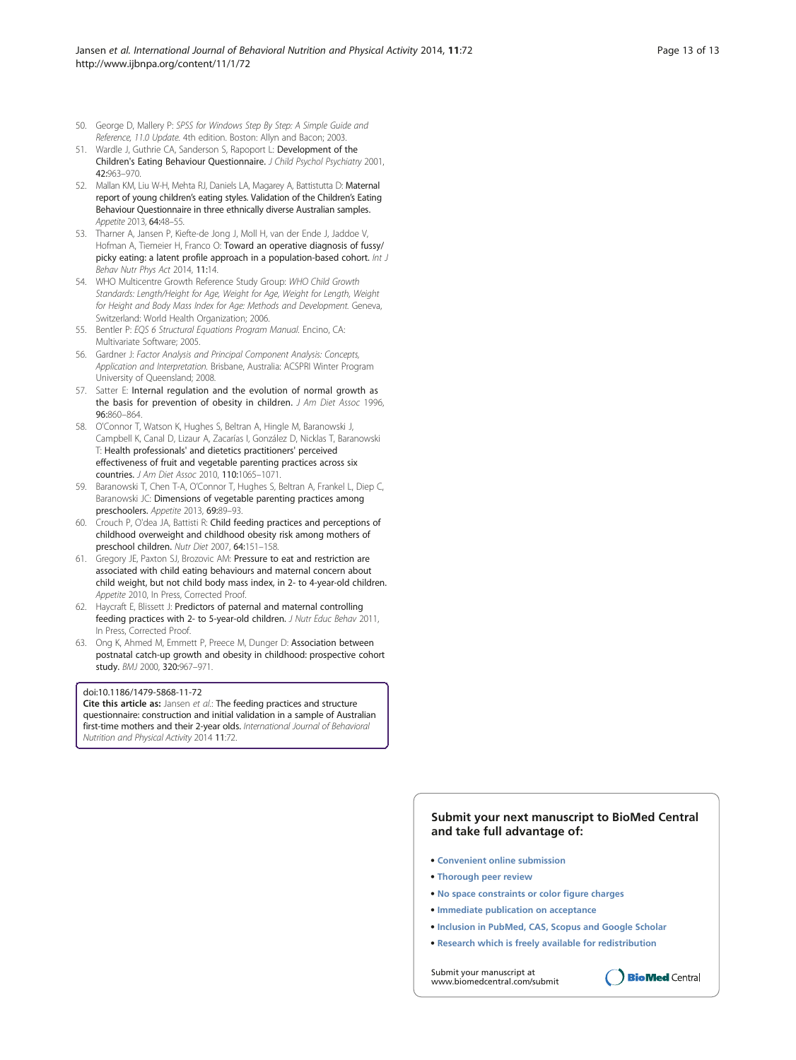50. George D, Mallery P: *SPSS for Windows Step By Step: A Simple Guide and Reference, 11.0 Update.* 4th edition. Boston: Allyn and Bacon; 2003.
51. Wardle J, Guthrie CA, Sanderson S, Rapoport L: **Development of the Children's Eating Behaviour Questionnaire.** *J Child Psychol Psychiatry* 2001, **42:**963–970.
52. Mallan KM, Liu W-H, Mehta RJ, Daniels LA, Magarey A, Battistutta D: **Maternal report of young children's eating styles. Validation of the Children's Eating Behaviour Questionnaire in three ethnically diverse Australian samples.** *Appetite* 2013, **64:**48–55.
53. Tharner A, Jansen P, Kiefte-de Jong J, Moll H, van der Ende J, Jaddoe V, Hofman A, Tiemeier H, Franco O: **Toward an operative diagnosis of fussy/picky eating: a latent profile approach in a population-based cohort.** *Int J Behav Nutr Phys Act* 2014, **11:**14.
54. WHO Multicentre Growth Reference Study Group: *WHO Child Growth Standards: Length/Height for Age, Weight for Age, Weight for Length, Weight for Height and Body Mass Index for Age: Methods and Development.* Geneva, Switzerland: World Health Organization; 2006.
55. Bentler P: *EQS 6 Structural Equations Program Manual.* Encino, CA: Multivariate Software; 2005.
56. Gardner J: *Factor Analysis and Principal Component Analysis: Concepts, Application and Interpretation.* Brisbane, Australia: ACSPRI Winter Program University of Queensland; 2008.
57. Satter E: **Internal regulation and the evolution of normal growth as the basis for prevention of obesity in children.** *J Am Diet Assoc* 1996, **96:**860–864.
58. O'Connor T, Watson K, Hughes S, Beltran A, Hingle M, Baranowski J, Campbell K, Canal D, Lizaur A, Zacarías I, González D, Nicklas T, Baranowski T: **Health professionals' and dietetics practitioners' perceived effectiveness of fruit and vegetable parenting practices across six countries.** *J Am Diet Assoc* 2010, **110:**1065–1071.
59. Baranowski T, Chen T-A, O'Connor T, Hughes S, Beltran A, Frankel L, Diep C, Baranowski JC: **Dimensions of vegetable parenting practices among preschoolers.** *Appetite* 2013, **69:**89–93.
60. Crouch P, O'dea JA, Battisti R: **Child feeding practices and perceptions of childhood overweight and childhood obesity risk among mothers of preschool children.** *Nutr Diet* 2007, **64:**151–158.
61. Gregory JE, Paxton SJ, Brozovic AM: **Pressure to eat and restriction are associated with child eating behaviours and maternal concern about child weight, but not child body mass index, in 2- to 4-year-old children.** *Appetite* 2010, In Press, Corrected Proof.
62. Haycraft E, Blissett J: **Predictors of paternal and maternal controlling feeding practices with 2- to 5-year-old children.** *J Nutr Educ Behav* 2011, In Press, Corrected Proof.
63. Ong K, Ahmed M, Emmett P, Preece M, Dunger D: **Association between postnatal catch-up growth and obesity in childhood: prospective cohort study.** *BMJ* 2000, **320:**967–971.

doi:10.1186/1479-5868-11-72
**Cite this article as:** Jansen *et al.*: The feeding practices and structure questionnaire: construction and initial validation in a sample of Australian first-time mothers and their 2-year olds. *International Journal of Behavioral Nutrition and Physical Activity* 2014 **11**:72.

**Submit your next manuscript to BioMed Central and take full advantage of:**

- **Convenient online submission**
- **Thorough peer review**
- **No space constraints or color figure charges**
- **Immediate publication on acceptance**
- **Inclusion in PubMed, CAS, Scopus and Google Scholar**
- **Research which is freely available for redistribution**

Submit your manuscript at
www.biomedcentral.com/submit

BioMed Central